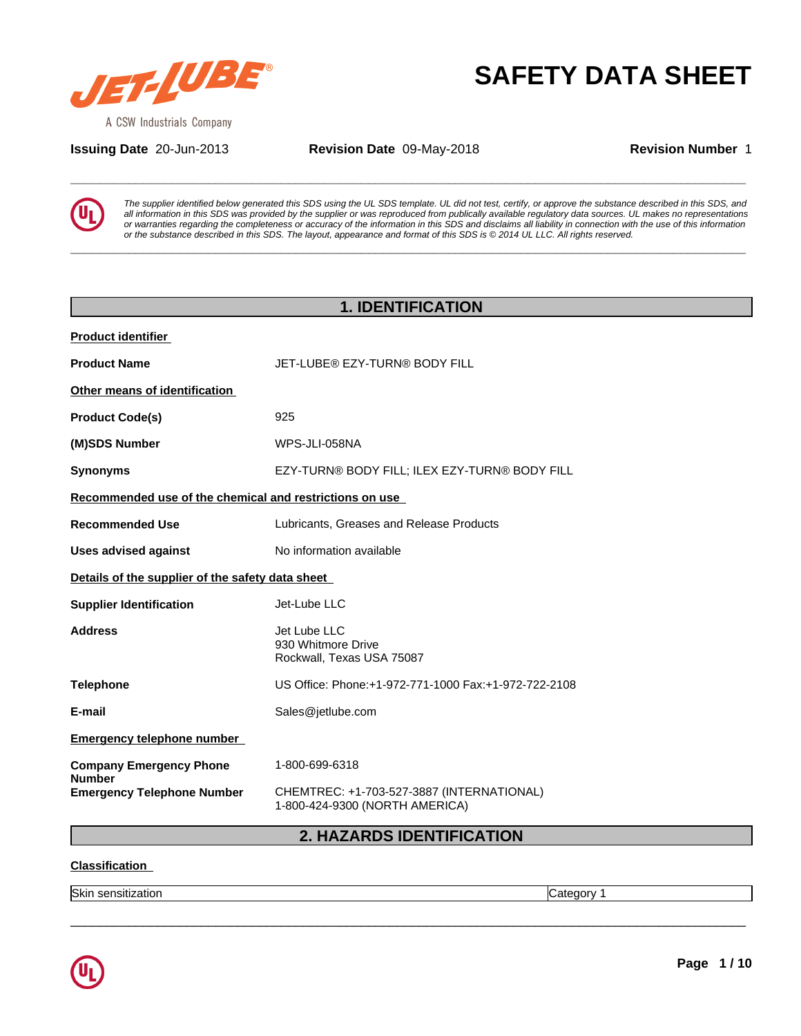# SAFETY DATA SHEET

**Issuing Date** 20-Jun-2013 **Revision Date** 09-May-2018 **Revision Number** 1

*The supplier identified below generated this SDS using the UL SDS template. UL did not test, certify, or approve the substance described in this SDS, and all information in this SDS was provided by the supplier or was reproduced from publically available regulatory data sources. UL makes no representations or warranties regarding the completeness or accuracy of the information in this SDS and disclaims all liability in connection with the use of this information or the substance described in this SDS. The layout, appearance and format of this SDS is © 2014 UL LLC. All rights reserved.*

## 1. IDENTIFICATION

**Product identifier**

**Product Name** JET-LUBE® EZY-TURN® BODY FILL

**Other means of identification**

**Product Code(s)** 925

**(M)SDS Number** WPS-JLI-058NA

**Synonyms** EZY-TURN® BODY FILL; ILEX EZY-TURN® BODY FILL

**Recommended use of the chemical and restrictions on use**

**Recommended Use** Lubricants, Greases and Release Products

**Uses advised against** No information available

**Details of the supplier of the safety data sheet**

**Supplier Identification** Jet-Lube LLC

**Address** Jet Lube LLC
930 Whitmore Drive
Rockwall, Texas USA 75087

**Telephone** US Office: Phone:+1-972-771-1000 Fax:+1-972-722-2108

**E-mail** Sales@jetlube.com

**Emergency telephone number**

**Company Emergency Phone Number** 1-800-699-6318

**Emergency Telephone Number** CHEMTREC: +1-703-527-3887 (INTERNATIONAL)
1-800-424-9300 (NORTH AMERICA)

## 2. HAZARDS IDENTIFICATION

**Classification**

| Skin sensitization | Category 1 |
|---|---|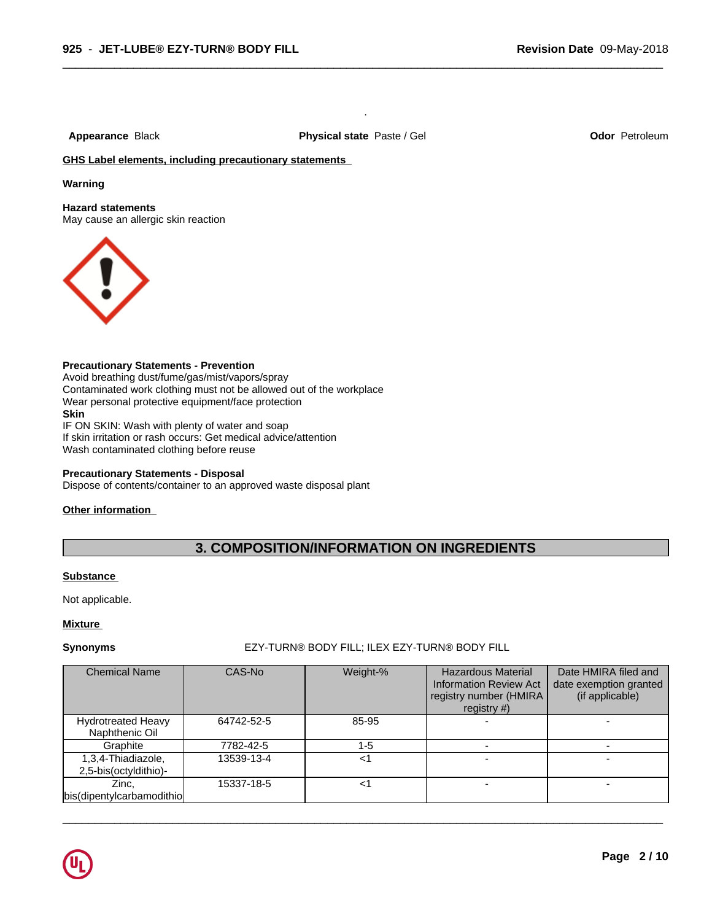**Appearance** Black **Physical state** Paste / Gel **Odor** Petroleum

**GHS Label elements, including precautionary statements**

**Warning**

**Hazard statements**
May cause an allergic skin reaction

**Precautionary Statements - Prevention**
Avoid breathing dust/fume/gas/mist/vapors/spray
Contaminated work clothing must not be allowed out of the workplace
Wear personal protective equipment/face protection
**Skin**
IF ON SKIN: Wash with plenty of water and soap
If skin irritation or rash occurs: Get medical advice/attention
Wash contaminated clothing before reuse

**Precautionary Statements - Disposal**
Dispose of contents/container to an approved waste disposal plant

**Other information**

## 3. COMPOSITION/INFORMATION ON INGREDIENTS

**Substance**

Not applicable.

**Mixture**

**Synonyms** EZY-TURN® BODY FILL; ILEX EZY-TURN® BODY FILL

| Chemical Name | CAS-No | Weight-% | Hazardous Material Information Review Act registry number (HMIRA registry #) | Date HMIRA filed and date exemption granted (if applicable) |
|---|---|---|---|---|
| Hydrotreated Heavy Naphthenic Oil | 64742-52-5 | 85-95 | - | - |
| Graphite | 7782-42-5 | 1-5 | - | - |
| 1,3,4-Thiadiazole, 2,5-bis(octyldithio)- | 13539-13-4 | <1 | - | - |
| Zinc, bis(dipentylcarbamodithio | 15337-18-5 | <1 | - | - |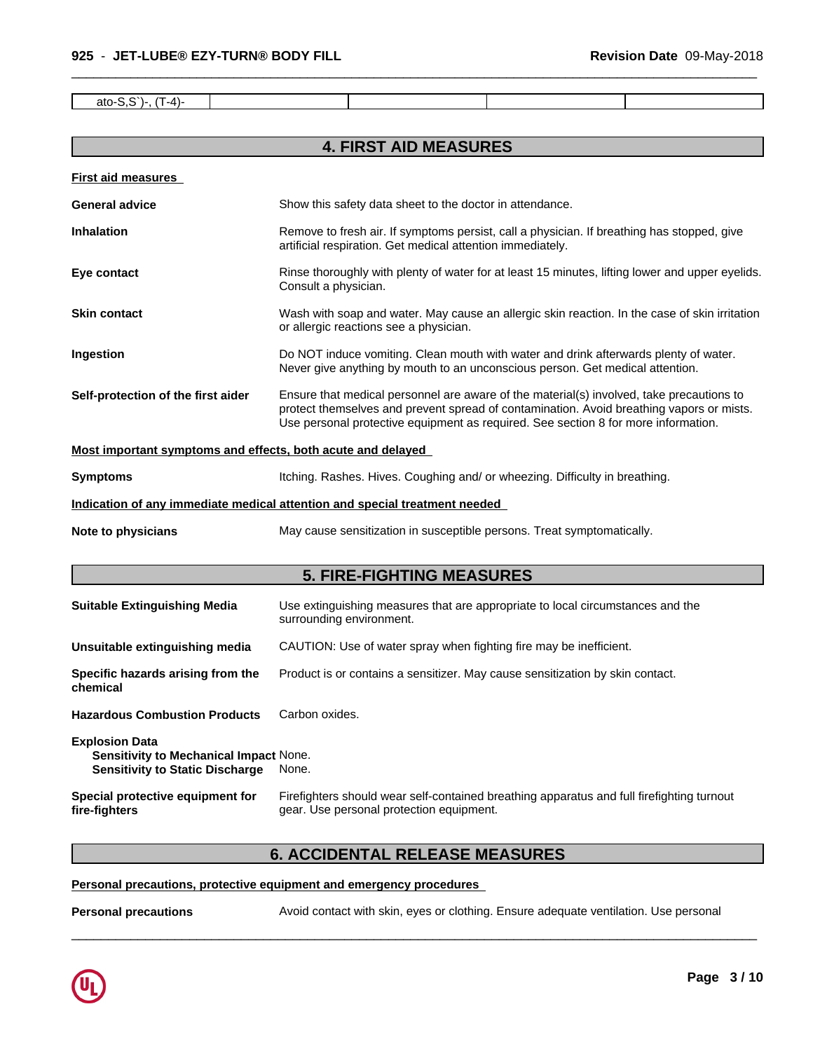| ato-S,S`)-, (T-4)- | | | | |
|---|---|---|---|---|

## 4. FIRST AID MEASURES

**First aid measures**

**General advice** Show this safety data sheet to the doctor in attendance.

**Inhalation** Remove to fresh air. If symptoms persist, call a physician. If breathing has stopped, give artificial respiration. Get medical attention immediately.

**Eye contact** Rinse thoroughly with plenty of water for at least 15 minutes, lifting lower and upper eyelids. Consult a physician.

**Skin contact** Wash with soap and water. May cause an allergic skin reaction. In the case of skin irritation or allergic reactions see a physician.

**Ingestion** Do NOT induce vomiting. Clean mouth with water and drink afterwards plenty of water. Never give anything by mouth to an unconscious person. Get medical attention.

**Self-protection of the first aider** Ensure that medical personnel are aware of the material(s) involved, take precautions to protect themselves and prevent spread of contamination. Avoid breathing vapors or mists. Use personal protective equipment as required. See section 8 for more information.

**Most important symptoms and effects, both acute and delayed**

**Symptoms** Itching. Rashes. Hives. Coughing and/ or wheezing. Difficulty in breathing.

**Indication of any immediate medical attention and special treatment needed**

**Note to physicians** May cause sensitization in susceptible persons. Treat symptomatically.

## 5. FIRE-FIGHTING MEASURES

**Suitable Extinguishing Media** Use extinguishing measures that are appropriate to local circumstances and the surrounding environment.

**Unsuitable extinguishing media** CAUTION: Use of water spray when fighting fire may be inefficient.

**Specific hazards arising from the chemical** Product is or contains a sensitizer. May cause sensitization by skin contact.

**Hazardous Combustion Products** Carbon oxides.

**Explosion Data**
**Sensitivity to Mechanical Impact** None.
**Sensitivity to Static Discharge** None.

**Special protective equipment for fire-fighters** Firefighters should wear self-contained breathing apparatus and full firefighting turnout gear. Use personal protection equipment.

## 6. ACCIDENTAL RELEASE MEASURES

**Personal precautions, protective equipment and emergency procedures**

**Personal precautions** Avoid contact with skin, eyes or clothing. Ensure adequate ventilation. Use personal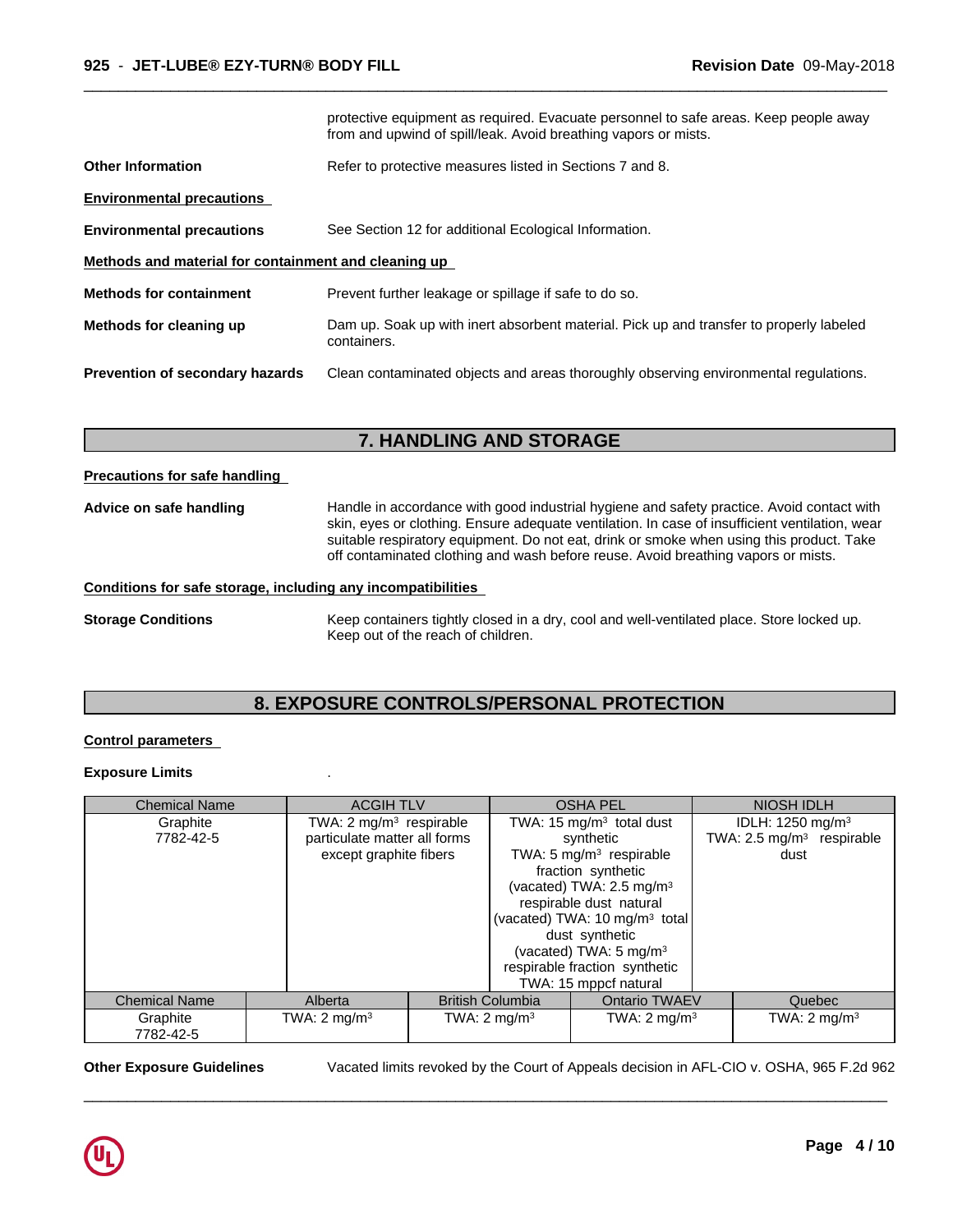| | |
|---|---|
| | protective equipment as required. Evacuate personnel to safe areas. Keep people away from and upwind of spill/leak. Avoid breathing vapors or mists. |
| **Other Information** | Refer to protective measures listed in Sections 7 and 8. |

**Environmental precautions**

| | |
|---|---|
| **Environmental precautions** | See Section 12 for additional Ecological Information. |

**Methods and material for containment and cleaning up**

| | |
|---|---|
| **Methods for containment** | Prevent further leakage or spillage if safe to do so. |
| **Methods for cleaning up** | Dam up. Soak up with inert absorbent material. Pick up and transfer to properly labeled containers. |
| **Prevention of secondary hazards** | Clean contaminated objects and areas thoroughly observing environmental regulations. |

## 7. HANDLING AND STORAGE

**Precautions for safe handling**

| | |
|---|---|
| **Advice on safe handling** | Handle in accordance with good industrial hygiene and safety practice. Avoid contact with skin, eyes or clothing. Ensure adequate ventilation. In case of insufficient ventilation, wear suitable respiratory equipment. Do not eat, drink or smoke when using this product. Take off contaminated clothing and wash before reuse. Avoid breathing vapors or mists. |

**Conditions for safe storage, including any incompatibilities**

| | |
|---|---|
| **Storage Conditions** | Keep containers tightly closed in a dry, cool and well-ventilated place. Store locked up. Keep out of the reach of children. |

## 8. EXPOSURE CONTROLS/PERSONAL PROTECTION

**Control parameters**

**Exposure Limits** .

| Chemical Name | ACGIH TLV | OSHA PEL | NIOSH IDLH |
|---|---|---|---|
| Graphite 7782-42-5 | TWA: 2 mg/m³ respirable particulate matter all forms except graphite fibers | TWA: 15 mg/m³ total dust synthetic TWA: 5 mg/m³ respirable fraction synthetic (vacated) TWA: 2.5 mg/m³ respirable dust natural (vacated) TWA: 10 mg/m³ total dust synthetic (vacated) TWA: 5 mg/m³ respirable fraction synthetic TWA: 15 mppcf natural | IDLH: 1250 mg/m³ TWA: 2.5 mg/m³ respirable dust |

| Chemical Name | Alberta | British Columbia | Ontario TWAEV | Quebec |
|---|---|---|---|---|
| Graphite 7782-42-5 | TWA: 2 mg/m³ | TWA: 2 mg/m³ | TWA: 2 mg/m³ | TWA: 2 mg/m³ |

| | |
|---|---|
| **Other Exposure Guidelines** | Vacated limits revoked by the Court of Appeals decision in AFL-CIO v. OSHA, 965 F.2d 962 |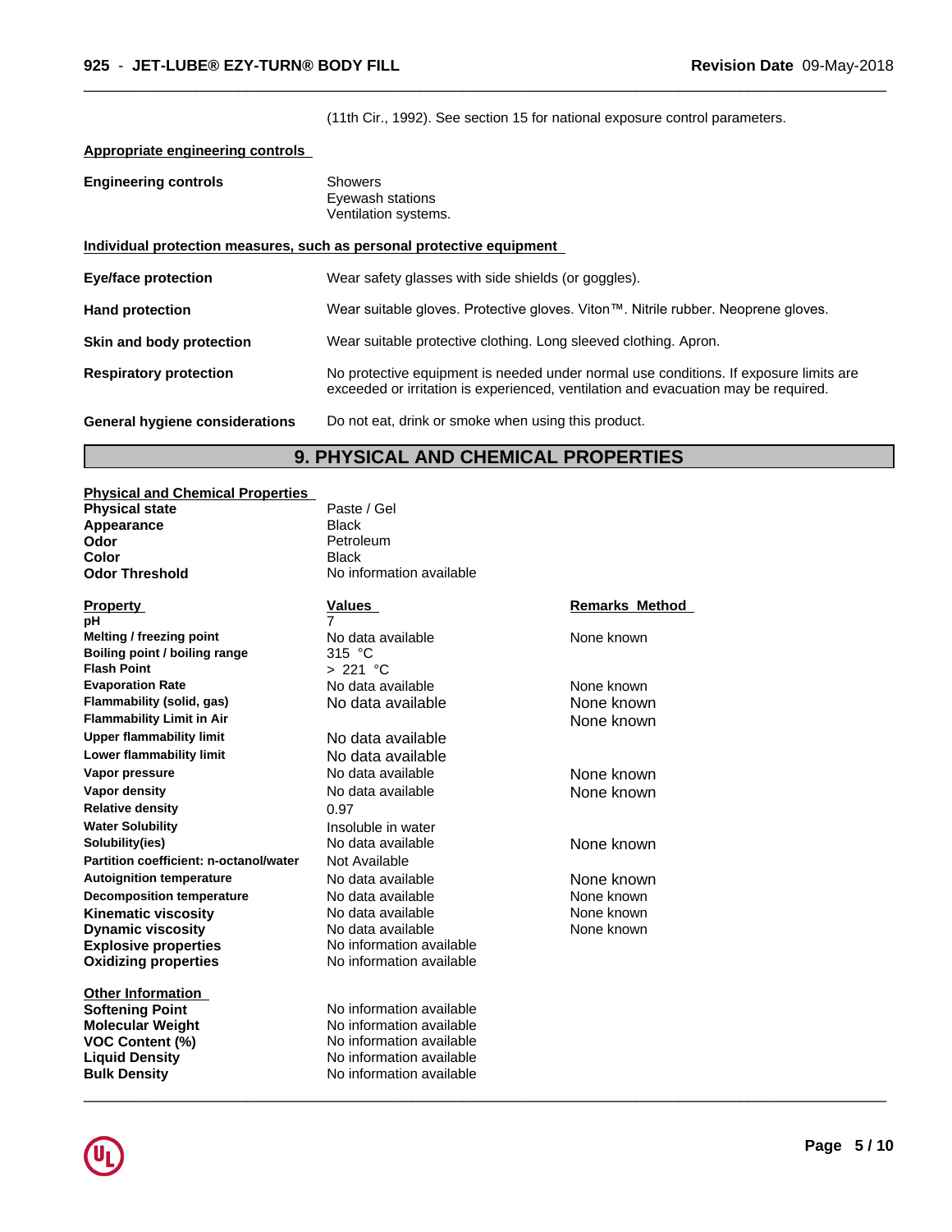(11th Cir., 1992). See section 15 for national exposure control parameters.

**Appropriate engineering controls**

| | |
|---|---|
| **Engineering controls** | Showers<br>Eyewash stations<br>Ventilation systems. |

**Individual protection measures, such as personal protective equipment**

| | |
|---|---|
| **Eye/face protection** | Wear safety glasses with side shields (or goggles). |
| **Hand protection** | Wear suitable gloves. Protective gloves. Viton™. Nitrile rubber. Neoprene gloves. |
| **Skin and body protection** | Wear suitable protective clothing. Long sleeved clothing. Apron. |
| **Respiratory protection** | No protective equipment is needed under normal use conditions. If exposure limits are exceeded or irritation is experienced, ventilation and evacuation may be required. |
| **General hygiene considerations** | Do not eat, drink or smoke when using this product. |

## 9. PHYSICAL AND CHEMICAL PROPERTIES

**Physical and Chemical Properties**

| | |
|---|---|
| **Physical state** | Paste / Gel |
| **Appearance** | Black |
| **Odor** | Petroleum |
| **Color** | Black |
| **Odor Threshold** | No information available |

| Property | Values | Remarks Method |
|---|---|---|
| **pH** | 7 | |
| **Melting / freezing point** | No data available | None known |
| **Boiling point / boiling range** | 315 °C | |
| **Flash Point** | > 221 °C | |
| **Evaporation Rate** | No data available | None known |
| **Flammability (solid, gas)** | No data available | None known |
| **Flammability Limit in Air** | | None known |
| **Upper flammability limit** | No data available | |
| **Lower flammability limit** | No data available | |
| **Vapor pressure** | No data available | None known |
| **Vapor density** | No data available | None known |
| **Relative density** | 0.97 | |
| **Water Solubility** | Insoluble in water | |
| **Solubility(ies)** | No data available | None known |
| **Partition coefficient: n-octanol/water** | Not Available | |
| **Autoignition temperature** | No data available | None known |
| **Decomposition temperature** | No data available | None known |
| **Kinematic viscosity** | No data available | None known |
| **Dynamic viscosity** | No data available | None known |
| **Explosive properties** | No information available | |
| **Oxidizing properties** | No information available | |

**Other Information**

| | |
|---|---|
| **Softening Point** | No information available |
| **Molecular Weight** | No information available |
| **VOC Content (%)** | No information available |
| **Liquid Density** | No information available |
| **Bulk Density** | No information available |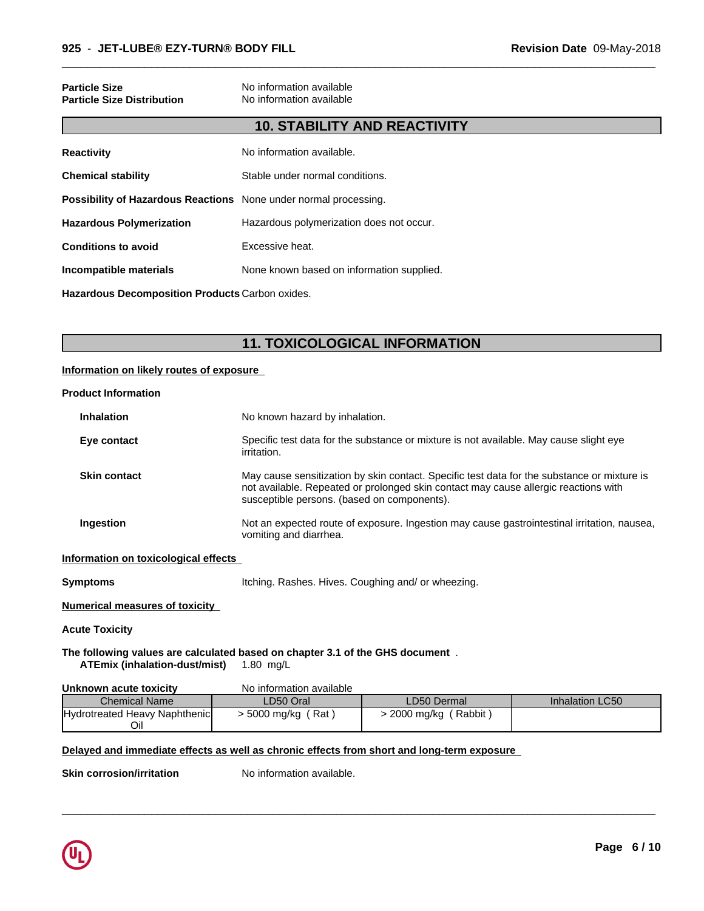**Particle Size** No information available
**Particle Size Distribution** No information available

## 10. STABILITY AND REACTIVITY

**Reactivity** No information available.

**Chemical stability** Stable under normal conditions.

**Possibility of Hazardous Reactions** None under normal processing.

**Hazardous Polymerization** Hazardous polymerization does not occur.

**Conditions to avoid** Excessive heat.

**Incompatible materials** None known based on information supplied.

**Hazardous Decomposition Products** Carbon oxides.

## 11. TOXICOLOGICAL INFORMATION

**Information on likely routes of exposure**

**Product Information**

**Inhalation** No known hazard by inhalation.

**Eye contact** Specific test data for the substance or mixture is not available. May cause slight eye irritation.

**Skin contact** May cause sensitization by skin contact. Specific test data for the substance or mixture is not available. Repeated or prolonged skin contact may cause allergic reactions with susceptible persons. (based on components).

**Ingestion** Not an expected route of exposure. Ingestion may cause gastrointestinal irritation, nausea, vomiting and diarrhea.

**Information on toxicological effects**

**Symptoms** Itching. Rashes. Hives. Coughing and/ or wheezing.

**Numerical measures of toxicity**

**Acute Toxicity**

**The following values are calculated based on chapter 3.1 of the GHS document** .
**ATEmix (inhalation-dust/mist)** 1.80 mg/L

**Unknown acute toxicity** No information available

| Chemical Name | LD50 Oral | LD50 Dermal | Inhalation LC50 |
|---|---|---|---|
| Hydrotreated Heavy Naphthenic Oil | > 5000 mg/kg ( Rat ) | > 2000 mg/kg ( Rabbit ) | |

**Delayed and immediate effects as well as chronic effects from short and long-term exposure**

**Skin corrosion/irritation** No information available.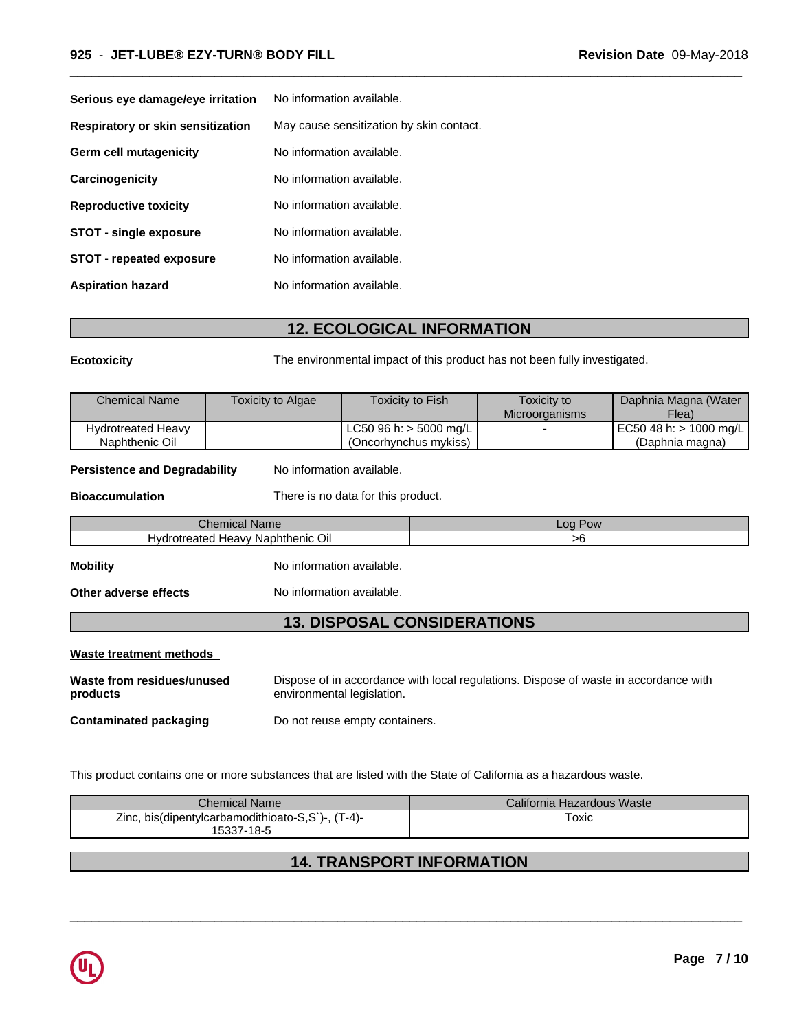| | |
|---|---|
| **Serious eye damage/eye irritation** | No information available. |
| **Respiratory or skin sensitization** | May cause sensitization by skin contact. |
| **Germ cell mutagenicity** | No information available. |
| **Carcinogenicity** | No information available. |
| **Reproductive toxicity** | No information available. |
| **STOT - single exposure** | No information available. |
| **STOT - repeated exposure** | No information available. |
| **Aspiration hazard** | No information available. |

## 12. ECOLOGICAL INFORMATION

**Ecotoxicity** The environmental impact of this product has not been fully investigated.

| Chemical Name | Toxicity to Algae | Toxicity to Fish | Toxicity to Microorganisms | Daphnia Magna (Water Flea) |
|---|---|---|---|---|
| Hydrotreated Heavy Naphthenic Oil | | LC50 96 h: > 5000 mg/L (Oncorhynchus mykiss) | - | EC50 48 h: > 1000 mg/L (Daphnia magna) |

**Persistence and Degradability** No information available.

**Bioaccumulation** There is no data for this product.

| Chemical Name | Log Pow |
|---|---|
| Hydrotreated Heavy Naphthenic Oil | >6 |

**Mobility** No information available.

**Other adverse effects** No information available.

## 13. DISPOSAL CONSIDERATIONS

**Waste treatment methods**

**Waste from residues/unused products** Dispose of in accordance with local regulations. Dispose of waste in accordance with environmental legislation.

**Contaminated packaging** Do not reuse empty containers.

This product contains one or more substances that are listed with the State of California as a hazardous waste.

| Chemical Name | California Hazardous Waste |
|---|---|
| Zinc, bis(dipentylcarbamodithioato-S,S`)-, (T-4)- 15337-18-5 | Toxic |

## 14. TRANSPORT INFORMATION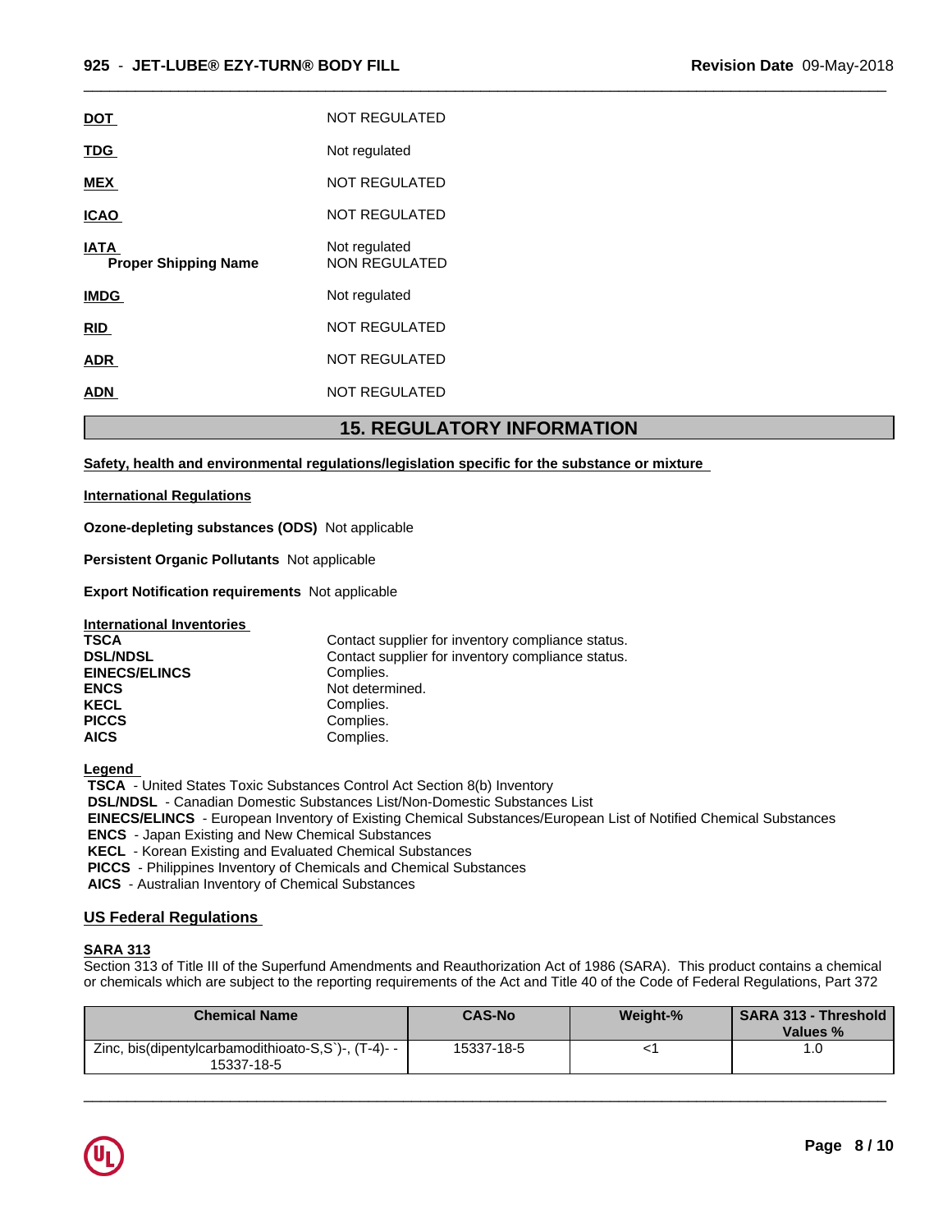**DOT** NOT REGULATED

**TDG** Not regulated

**MEX** NOT REGULATED

**ICAO** NOT REGULATED

**IATA** Not regulated
**Proper Shipping Name** NON REGULATED

**IMDG** Not regulated

**RID** NOT REGULATED

**ADR** NOT REGULATED

**ADN** NOT REGULATED

## 15. REGULATORY INFORMATION

**Safety, health and environmental regulations/legislation specific for the substance or mixture**

**International Regulations**

**Ozone-depleting substances (ODS)** Not applicable

**Persistent Organic Pollutants** Not applicable

**Export Notification requirements** Not applicable

**International Inventories**

| | |
|---|---|
| **TSCA** | Contact supplier for inventory compliance status. |
| **DSL/NDSL** | Contact supplier for inventory compliance status. |
| **EINECS/ELINCS** | Complies. |
| **ENCS** | Not determined. |
| **KECL** | Complies. |
| **PICCS** | Complies. |
| **AICS** | Complies. |

**Legend**

**TSCA** - United States Toxic Substances Control Act Section 8(b) Inventory
**DSL/NDSL** - Canadian Domestic Substances List/Non-Domestic Substances List
**EINECS/ELINCS** - European Inventory of Existing Chemical Substances/European List of Notified Chemical Substances
**ENCS** - Japan Existing and New Chemical Substances
**KECL** - Korean Existing and Evaluated Chemical Substances
**PICCS** - Philippines Inventory of Chemicals and Chemical Substances
**AICS** - Australian Inventory of Chemical Substances

### US Federal Regulations

**SARA 313**

Section 313 of Title III of the Superfund Amendments and Reauthorization Act of 1986 (SARA). This product contains a chemical or chemicals which are subject to the reporting requirements of the Act and Title 40 of the Code of Federal Regulations, Part 372

| Chemical Name | CAS-No | Weight-% | SARA 313 - Threshold Values % |
|---|---|---|---|
| Zinc, bis(dipentylcarbamodithioato-S,S`)-, (T-4)- - 15337-18-5 | 15337-18-5 | <1 | 1.0 |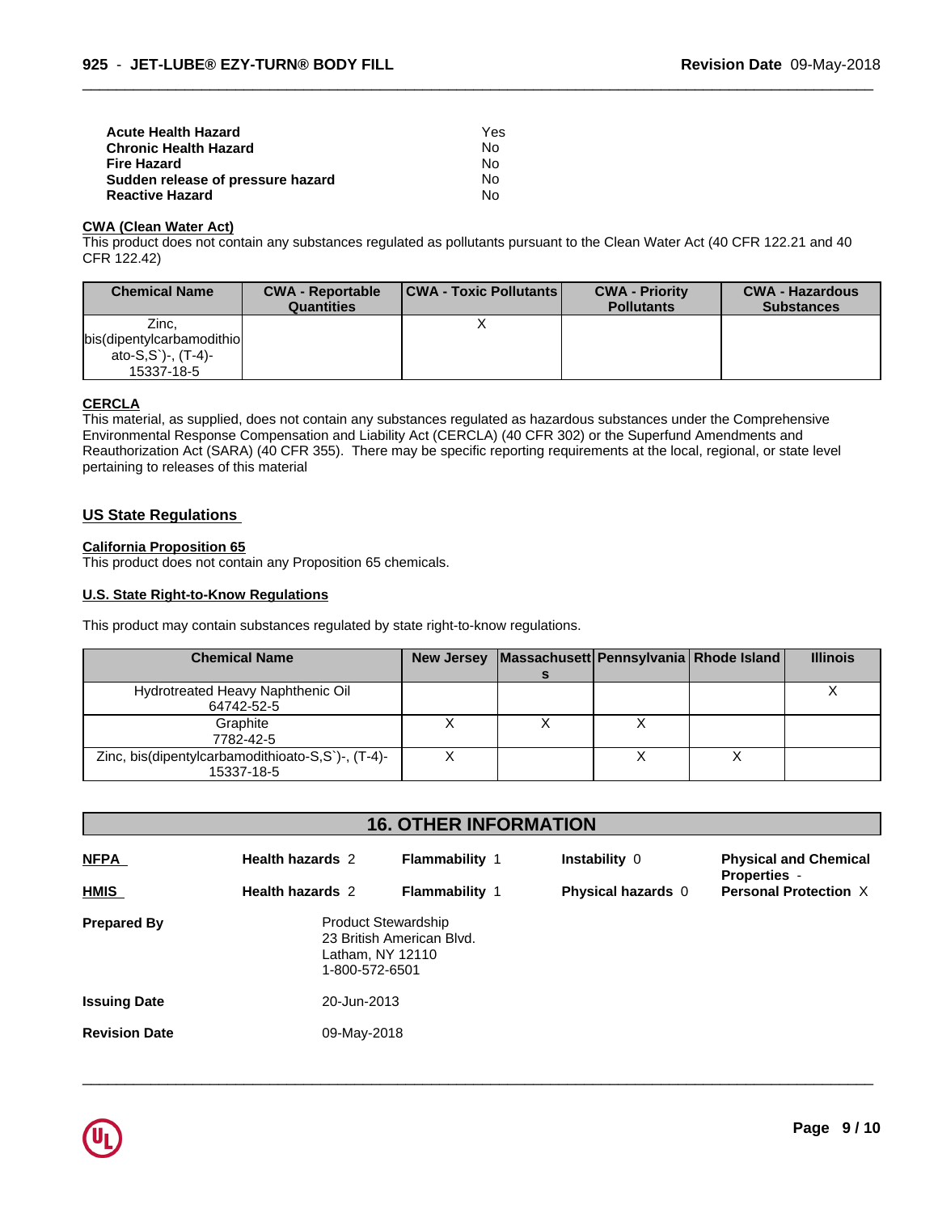| | |
|---|---|
| **Acute Health Hazard** | Yes |
| **Chronic Health Hazard** | No |
| **Fire Hazard** | No |
| **Sudden release of pressure hazard** | No |
| **Reactive Hazard** | No |

**CWA (Clean Water Act)**

This product does not contain any substances regulated as pollutants pursuant to the Clean Water Act (40 CFR 122.21 and 40 CFR 122.42)

| Chemical Name | CWA - Reportable Quantities | CWA - Toxic Pollutants | CWA - Priority Pollutants | CWA - Hazardous Substances |
|---|---|---|---|---|
| Zinc, bis(dipentylcarbamodithioato-S,S`)-, (T-4)- 15337-18-5 | | X | | |

**CERCLA**

This material, as supplied, does not contain any substances regulated as hazardous substances under the Comprehensive Environmental Response Compensation and Liability Act (CERCLA) (40 CFR 302) or the Superfund Amendments and Reauthorization Act (SARA) (40 CFR 355). There may be specific reporting requirements at the local, regional, or state level pertaining to releases of this material

## US State Regulations

**California Proposition 65**

This product does not contain any Proposition 65 chemicals.

**U.S. State Right-to-Know Regulations**

This product may contain substances regulated by state right-to-know regulations.

| Chemical Name | New Jersey | Massachusetts | Pennsylvania | Rhode Island | Illinois |
|---|---|---|---|---|---|
| Hydrotreated Heavy Naphthenic Oil 64742-52-5 | | | | | X |
| Graphite 7782-42-5 | X | X | X | | |
| Zinc, bis(dipentylcarbamodithioato-S,S`)-, (T-4)- 15337-18-5 | X | | X | X | |

# 16. OTHER INFORMATION

| | | | | |
|---|---|---|---|---|
| **NFPA** | **Health hazards** 2 | **Flammability** 1 | **Instability** 0 | **Physical and Chemical Properties** - |
| **HMIS** | **Health hazards** 2 | **Flammability** 1 | **Physical hazards** 0 | **Personal Protection** X |

**Prepared By** Product Stewardship
23 British American Blvd.
Latham, NY 12110
1-800-572-6501

**Issuing Date** 20-Jun-2013

**Revision Date** 09-May-2018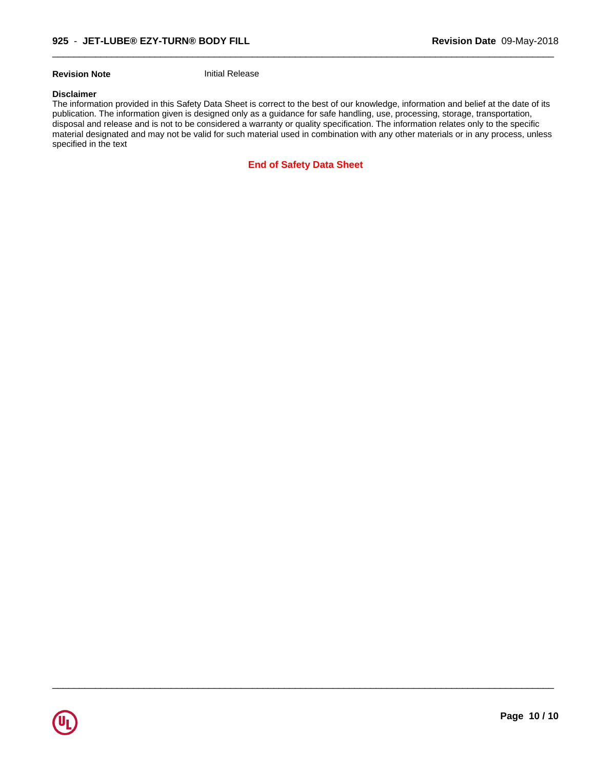**Revision Note** Initial Release

**Disclaimer**

The information provided in this Safety Data Sheet is correct to the best of our knowledge, information and belief at the date of its publication. The information given is designed only as a guidance for safe handling, use, processing, storage, transportation, disposal and release and is not to be considered a warranty or quality specification. The information relates only to the specific material designated and may not be valid for such material used in combination with any other materials or in any process, unless specified in the text

**End of Safety Data Sheet**